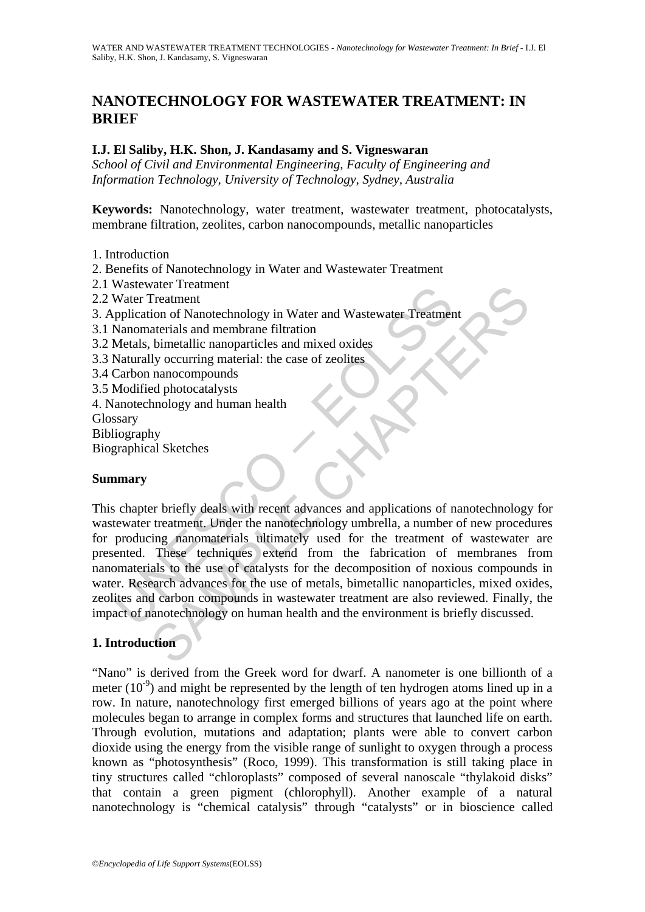# NANOTECHNOLOGY FOR WASTEWATER TREATMENT: IN BRIEF

**I.J. El Saliby, H.K. Shon, J. Kandasamy and S. Vigneswaran**

*School of Civil and Environmental Engineering, Faculty of Engineering and Information Technology, University of Technology, Sydney, Australia*

**Keywords:** Nanotechnology, water treatment, wastewater treatment, photocatalysts, membrane filtration, zeolites, carbon nanocompounds, metallic nanoparticles

1. Introduction
2. Benefits of Nanotechnology in Water and Wastewater Treatment
2.1 Wastewater Treatment
2.2 Water Treatment
3. Application of Nanotechnology in Water and Wastewater Treatment
3.1 Nanomaterials and membrane filtration
3.2 Metals, bimetallic nanoparticles and mixed oxides
3.3 Naturally occurring material: the case of zeolites
3.4 Carbon nanocompounds
3.5 Modified photocatalysts
4. Nanotechnology and human health

Glossary
Bibliography
Biographical Sketches

## Summary

This chapter briefly deals with recent advances and applications of nanotechnology for wastewater treatment. Under the nanotechnology umbrella, a number of new procedures for producing nanomaterials ultimately used for the treatment of wastewater are presented. These techniques extend from the fabrication of membranes from nanomaterials to the use of catalysts for the decomposition of noxious compounds in water. Research advances for the use of metals, bimetallic nanoparticles, mixed oxides, zeolites and carbon compounds in wastewater treatment are also reviewed. Finally, the impact of nanotechnology on human health and the environment is briefly discussed.

## 1. Introduction

"Nano" is derived from the Greek word for dwarf. A nanometer is one billionth of a meter ($10^{-9}$) and might be represented by the length of ten hydrogen atoms lined up in a row. In nature, nanotechnology first emerged billions of years ago at the point where molecules began to arrange in complex forms and structures that launched life on earth. Through evolution, mutations and adaptation; plants were able to convert carbon dioxide using the energy from the visible range of sunlight to oxygen through a process known as "photosynthesis" (Roco, 1999). This transformation is still taking place in tiny structures called "chloroplasts" composed of several nanoscale "thylakoid disks" that contain a green pigment (chlorophyll). Another example of a natural nanotechnology is "chemical catalysis" through "catalysts" or in bioscience called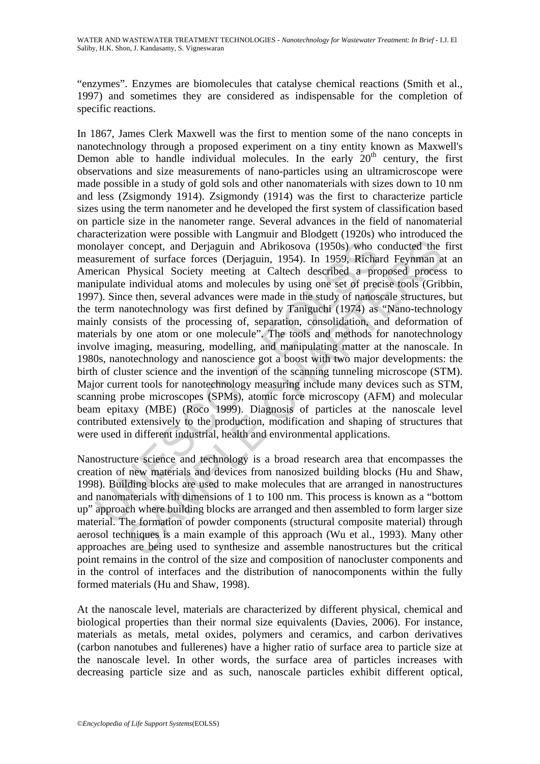"enzymes". Enzymes are biomolecules that catalyse chemical reactions (Smith et al., 1997) and sometimes they are considered as indispensable for the completion of specific reactions.

In 1867, James Clerk Maxwell was the first to mention some of the nano concepts in nanotechnology through a proposed experiment on a tiny entity known as Maxwell's Demon able to handle individual molecules. In the early 20[th] century, the first observations and size measurements of nano-particles using an ultramicroscope were made possible in a study of gold sols and other nanomaterials with sizes down to 10 nm and less (Zsigmondy 1914). Zsigmondy (1914) was the first to characterize particle sizes using the term nanometer and he developed the first system of classification based on particle size in the nanometer range. Several advances in the field of nanomaterial characterization were possible with Langmuir and Blodgett (1920s) who introduced the monolayer concept, and Derjaguin and Abrikosova (1950s) who conducted the first measurement of surface forces (Derjaguin, 1954). In 1959, Richard Feynman at an American Physical Society meeting at Caltech described a proposed process to manipulate individual atoms and molecules by using one set of precise tools (Gribbin, 1997). Since then, several advances were made in the study of nanoscale structures, but the term nanotechnology was first defined by Taniguchi (1974) as "Nano-technology mainly consists of the processing of, separation, consolidation, and deformation of materials by one atom or one molecule". The tools and methods for nanotechnology involve imaging, measuring, modelling, and manipulating matter at the nanoscale. In 1980s, nanotechnology and nanoscience got a boost with two major developments: the birth of cluster science and the invention of the scanning tunneling microscope (STM). Major current tools for nanotechnology measuring include many devices such as STM, scanning probe microscopes (SPMs), atomic force microscopy (AFM) and molecular beam epitaxy (MBE) (Roco 1999). Diagnosis of particles at the nanoscale level contributed extensively to the production, modification and shaping of structures that were used in different industrial, health and environmental applications.

Nanostructure science and technology is a broad research area that encompasses the creation of new materials and devices from nanosized building blocks (Hu and Shaw, 1998). Building blocks are used to make molecules that are arranged in nanostructures and nanomaterials with dimensions of 1 to 100 nm. This process is known as a "bottom up" approach where building blocks are arranged and then assembled to form larger size material. The formation of powder components (structural composite material) through aerosol techniques is a main example of this approach (Wu et al., 1993). Many other approaches are being used to synthesize and assemble nanostructures but the critical point remains in the control of the size and composition of nanocluster components and in the control of interfaces and the distribution of nanocomponents within the fully formed materials (Hu and Shaw, 1998).

At the nanoscale level, materials are characterized by different physical, chemical and biological properties than their normal size equivalents (Davies, 2006). For instance, materials as metals, metal oxides, polymers and ceramics, and carbon derivatives (carbon nanotubes and fullerenes) have a higher ratio of surface area to particle size at the nanoscale level. In other words, the surface area of particles increases with decreasing particle size and as such, nanoscale particles exhibit different optical,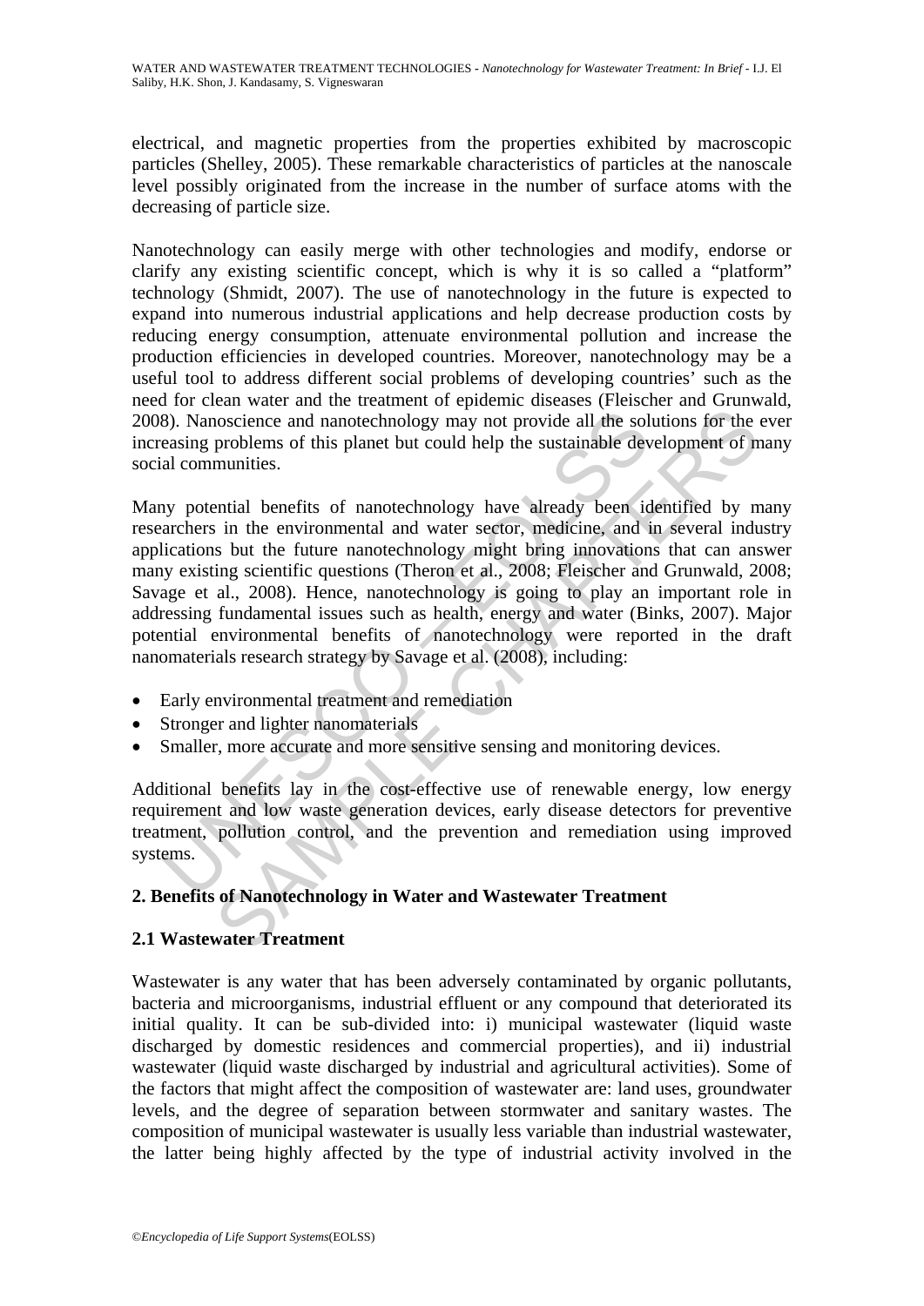electrical, and magnetic properties from the properties exhibited by macroscopic particles (Shelley, 2005). These remarkable characteristics of particles at the nanoscale level possibly originated from the increase in the number of surface atoms with the decreasing of particle size.

Nanotechnology can easily merge with other technologies and modify, endorse or clarify any existing scientific concept, which is why it is so called a "platform" technology (Shmidt, 2007). The use of nanotechnology in the future is expected to expand into numerous industrial applications and help decrease production costs by reducing energy consumption, attenuate environmental pollution and increase the production efficiencies in developed countries. Moreover, nanotechnology may be a useful tool to address different social problems of developing countries' such as the need for clean water and the treatment of epidemic diseases (Fleischer and Grunwald, 2008). Nanoscience and nanotechnology may not provide all the solutions for the ever increasing problems of this planet but could help the sustainable development of many social communities.

Many potential benefits of nanotechnology have already been identified by many researchers in the environmental and water sector, medicine, and in several industry applications but the future nanotechnology might bring innovations that can answer many existing scientific questions (Theron et al., 2008; Fleischer and Grunwald, 2008; Savage et al., 2008). Hence, nanotechnology is going to play an important role in addressing fundamental issues such as health, energy and water (Binks, 2007). Major potential environmental benefits of nanotechnology were reported in the draft nanomaterials research strategy by Savage et al. (2008), including:

- Early environmental treatment and remediation
- Stronger and lighter nanomaterials
- Smaller, more accurate and more sensitive sensing and monitoring devices.

Additional benefits lay in the cost-effective use of renewable energy, low energy requirement and low waste generation devices, early disease detectors for preventive treatment, pollution control, and the prevention and remediation using improved systems.

## 2. Benefits of Nanotechnology in Water and Wastewater Treatment

### 2.1 Wastewater Treatment

Wastewater is any water that has been adversely contaminated by organic pollutants, bacteria and microorganisms, industrial effluent or any compound that deteriorated its initial quality. It can be sub-divided into: i) municipal wastewater (liquid waste discharged by domestic residences and commercial properties), and ii) industrial wastewater (liquid waste discharged by industrial and agricultural activities). Some of the factors that might affect the composition of wastewater are: land uses, groundwater levels, and the degree of separation between stormwater and sanitary wastes. The composition of municipal wastewater is usually less variable than industrial wastewater, the latter being highly affected by the type of industrial activity involved in the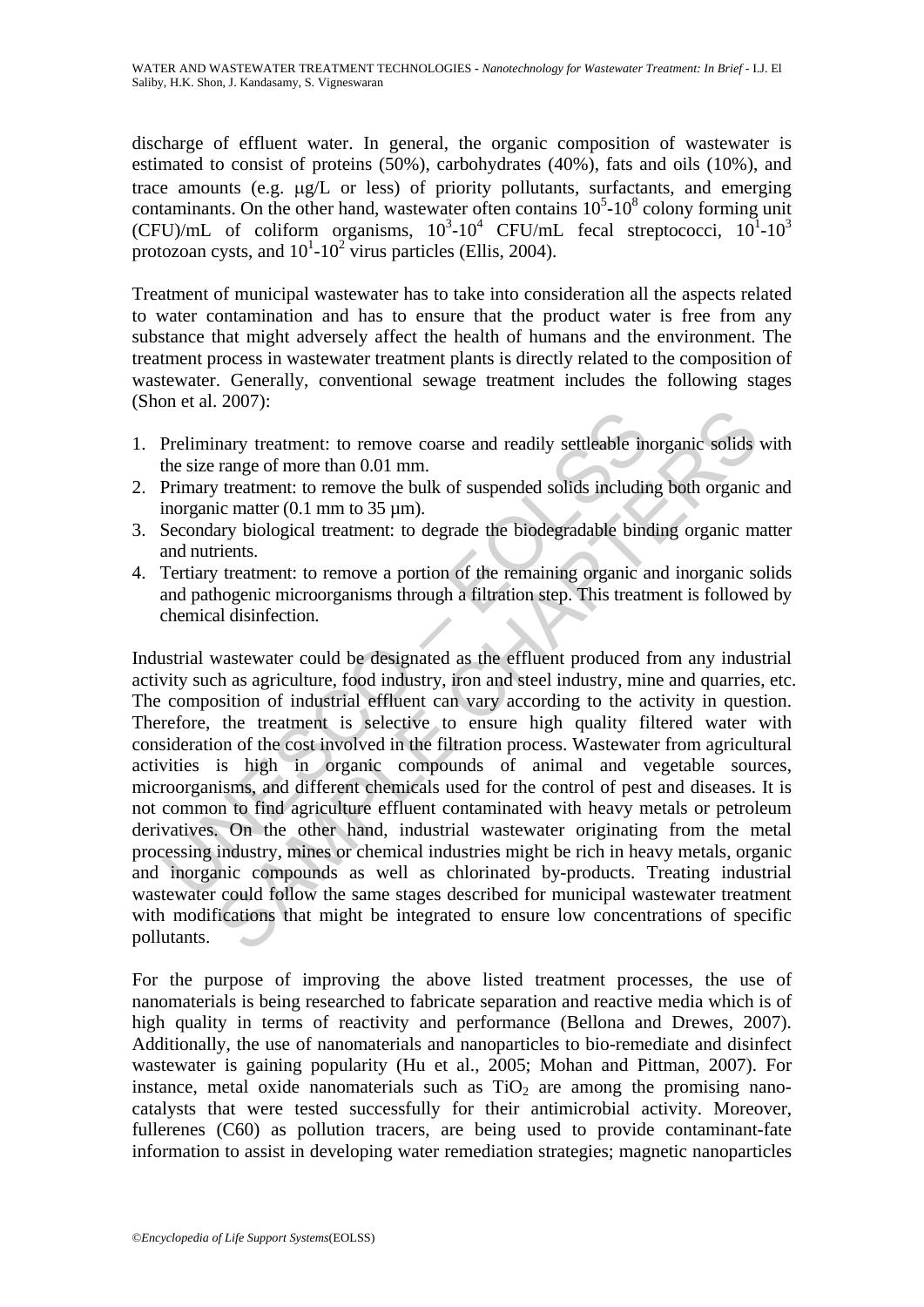discharge of effluent water. In general, the organic composition of wastewater is estimated to consist of proteins (50%), carbohydrates (40%), fats and oils (10%), and trace amounts (e.g. μg/L or less) of priority pollutants, surfactants, and emerging contaminants. On the other hand, wastewater often contains $10^5$-$10^8$ colony forming unit (CFU)/mL of coliform organisms, $10^3$-$10^4$ CFU/mL fecal streptococci, $10^1$-$10^3$ protozoan cysts, and $10^1$-$10^2$ virus particles (Ellis, 2004).

Treatment of municipal wastewater has to take into consideration all the aspects related to water contamination and has to ensure that the product water is free from any substance that might adversely affect the health of humans and the environment. The treatment process in wastewater treatment plants is directly related to the composition of wastewater. Generally, conventional sewage treatment includes the following stages (Shon et al. 2007):

1. Preliminary treatment: to remove coarse and readily settleable inorganic solids with the size range of more than 0.01 mm.
2. Primary treatment: to remove the bulk of suspended solids including both organic and inorganic matter (0.1 mm to 35 μm).
3. Secondary biological treatment: to degrade the biodegradable binding organic matter and nutrients.
4. Tertiary treatment: to remove a portion of the remaining organic and inorganic solids and pathogenic microorganisms through a filtration step. This treatment is followed by chemical disinfection.

Industrial wastewater could be designated as the effluent produced from any industrial activity such as agriculture, food industry, iron and steel industry, mine and quarries, etc. The composition of industrial effluent can vary according to the activity in question. Therefore, the treatment is selective to ensure high quality filtered water with consideration of the cost involved in the filtration process. Wastewater from agricultural activities is high in organic compounds of animal and vegetable sources, microorganisms, and different chemicals used for the control of pest and diseases. It is not common to find agriculture effluent contaminated with heavy metals or petroleum derivatives. On the other hand, industrial wastewater originating from the metal processing industry, mines or chemical industries might be rich in heavy metals, organic and inorganic compounds as well as chlorinated by-products. Treating industrial wastewater could follow the same stages described for municipal wastewater treatment with modifications that might be integrated to ensure low concentrations of specific pollutants.

For the purpose of improving the above listed treatment processes, the use of nanomaterials is being researched to fabricate separation and reactive media which is of high quality in terms of reactivity and performance (Bellona and Drewes, 2007). Additionally, the use of nanomaterials and nanoparticles to bio-remediate and disinfect wastewater is gaining popularity (Hu et al., 2005; Mohan and Pittman, 2007). For instance, metal oxide nanomaterials such as $TiO_2$ are among the promising nano-catalysts that were tested successfully for their antimicrobial activity. Moreover, fullerenes (C60) as pollution tracers, are being used to provide contaminant-fate information to assist in developing water remediation strategies; magnetic nanoparticles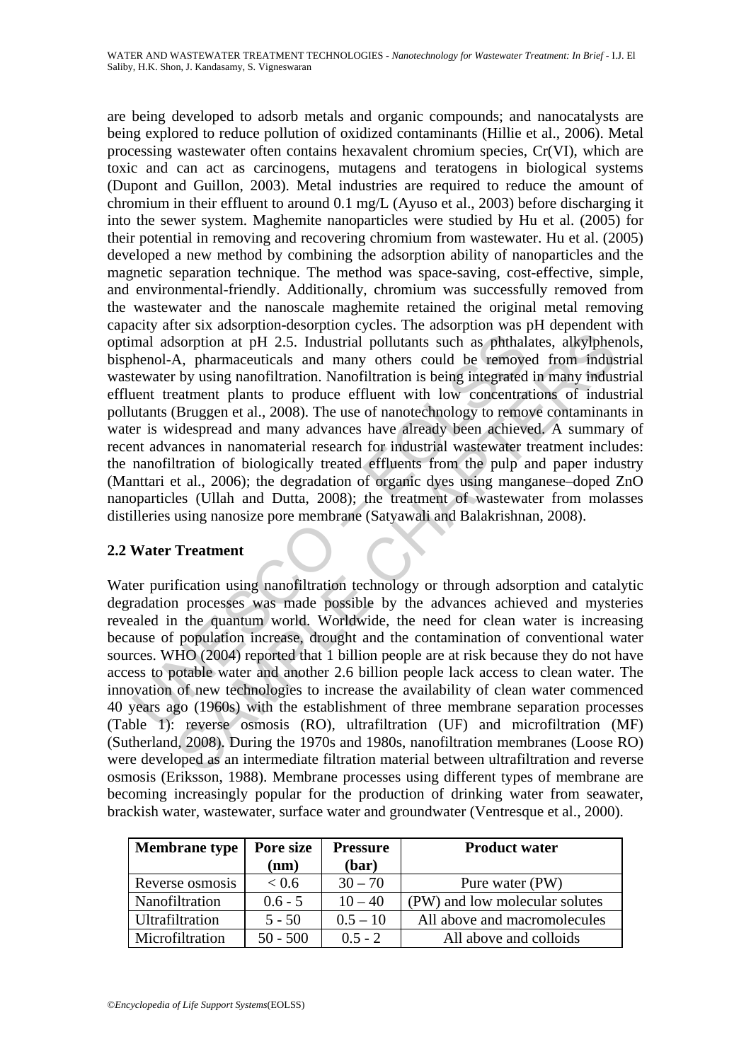are being developed to adsorb metals and organic compounds; and nanocatalysts are being explored to reduce pollution of oxidized contaminants (Hillie et al., 2006). Metal processing wastewater often contains hexavalent chromium species, Cr(VI), which are toxic and can act as carcinogens, mutagens and teratogens in biological systems (Dupont and Guillon, 2003). Metal industries are required to reduce the amount of chromium in their effluent to around 0.1 mg/L (Ayuso et al., 2003) before discharging it into the sewer system. Maghemite nanoparticles were studied by Hu et al. (2005) for their potential in removing and recovering chromium from wastewater. Hu et al. (2005) developed a new method by combining the adsorption ability of nanoparticles and the magnetic separation technique. The method was space-saving, cost-effective, simple, and environmental-friendly. Additionally, chromium was successfully removed from the wastewater and the nanoscale maghemite retained the original metal removing capacity after six adsorption-desorption cycles. The adsorption was pH dependent with optimal adsorption at pH 2.5. Industrial pollutants such as phthalates, alkylphenols, bisphenol-A, pharmaceuticals and many others could be removed from industrial wastewater by using nanofiltration. Nanofiltration is being integrated in many industrial effluent treatment plants to produce effluent with low concentrations of industrial pollutants (Bruggen et al., 2008). The use of nanotechnology to remove contaminants in water is widespread and many advances have already been achieved. A summary of recent advances in nanomaterial research for industrial wastewater treatment includes: the nanofiltration of biologically treated effluents from the pulp and paper industry (Manttari et al., 2006); the degradation of organic dyes using manganese–doped ZnO nanoparticles (Ullah and Dutta, 2008); the treatment of wastewater from molasses distilleries using nanosize pore membrane (Satyawali and Balakrishnan, 2008).

## 2.2 Water Treatment

Water purification using nanofiltration technology or through adsorption and catalytic degradation processes was made possible by the advances achieved and mysteries revealed in the quantum world. Worldwide, the need for clean water is increasing because of population increase, drought and the contamination of conventional water sources. WHO (2004) reported that 1 billion people are at risk because they do not have access to potable water and another 2.6 billion people lack access to clean water. The innovation of new technologies to increase the availability of clean water commenced 40 years ago (1960s) with the establishment of three membrane separation processes (Table 1): reverse osmosis (RO), ultrafiltration (UF) and microfiltration (MF) (Sutherland, 2008). During the 1970s and 1980s, nanofiltration membranes (Loose RO) were developed as an intermediate filtration material between ultrafiltration and reverse osmosis (Eriksson, 1988). Membrane processes using different types of membrane are becoming increasingly popular for the production of drinking water from seawater, brackish water, wastewater, surface water and groundwater (Ventresque et al., 2000).

| Membrane type | Pore size (nm) | Pressure (bar) | Product water |
|---|---|---|---|
| Reverse osmosis | < 0.6 | 30 – 70 | Pure water (PW) |
| Nanofiltration | 0.6 - 5 | 10 – 40 | (PW) and low molecular solutes |
| Ultrafiltration | 5 - 50 | 0.5 – 10 | All above and macromolecules |
| Microfiltration | 50 - 500 | 0.5 - 2 | All above and colloids |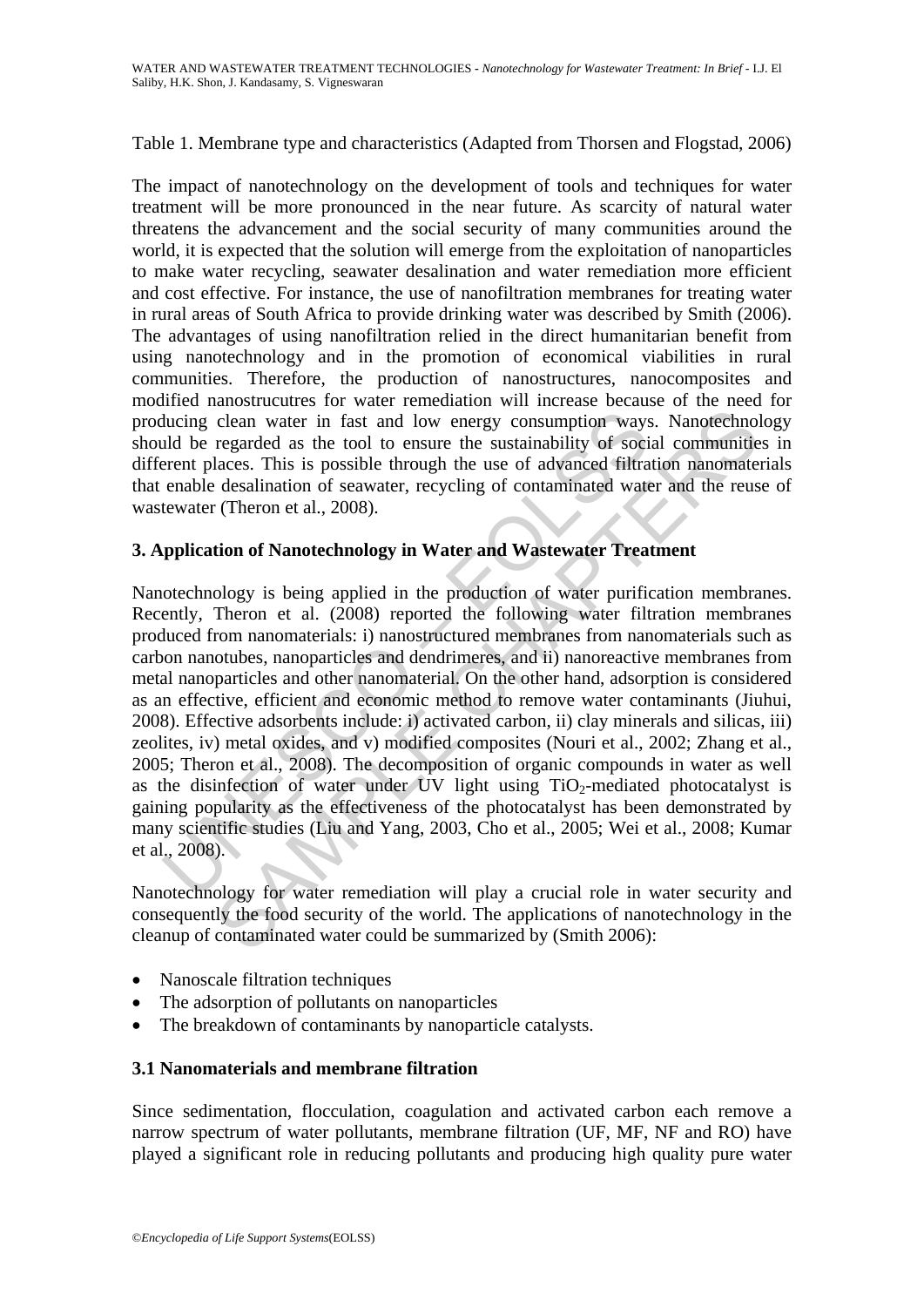Table 1. Membrane type and characteristics (Adapted from Thorsen and Flogstad, 2006)

The impact of nanotechnology on the development of tools and techniques for water treatment will be more pronounced in the near future. As scarcity of natural water threatens the advancement and the social security of many communities around the world, it is expected that the solution will emerge from the exploitation of nanoparticles to make water recycling, seawater desalination and water remediation more efficient and cost effective. For instance, the use of nanofiltration membranes for treating water in rural areas of South Africa to provide drinking water was described by Smith (2006). The advantages of using nanofiltration relied in the direct humanitarian benefit from using nanotechnology and in the promotion of economical viabilities in rural communities. Therefore, the production of nanostructures, nanocomposites and modified nanostrucutres for water remediation will increase because of the need for producing clean water in fast and low energy consumption ways. Nanotechnology should be regarded as the tool to ensure the sustainability of social communities in different places. This is possible through the use of advanced filtration nanomaterials that enable desalination of seawater, recycling of contaminated water and the reuse of wastewater (Theron et al., 2008).

## 3. Application of Nanotechnology in Water and Wastewater Treatment

Nanotechnology is being applied in the production of water purification membranes. Recently, Theron et al. (2008) reported the following water filtration membranes produced from nanomaterials: i) nanostructured membranes from nanomaterials such as carbon nanotubes, nanoparticles and dendrimeres, and ii) nanoreactive membranes from metal nanoparticles and other nanomaterial. On the other hand, adsorption is considered as an effective, efficient and economic method to remove water contaminants (Jiuhui, 2008). Effective adsorbents include: i) activated carbon, ii) clay minerals and silicas, iii) zeolites, iv) metal oxides, and v) modified composites (Nouri et al., 2002; Zhang et al., 2005; Theron et al., 2008). The decomposition of organic compounds in water as well as the disinfection of water under UV light using $TiO_2$-mediated photocatalyst is gaining popularity as the effectiveness of the photocatalyst has been demonstrated by many scientific studies (Liu and Yang, 2003, Cho et al., 2005; Wei et al., 2008; Kumar et al., 2008).

Nanotechnology for water remediation will play a crucial role in water security and consequently the food security of the world. The applications of nanotechnology in the cleanup of contaminated water could be summarized by (Smith 2006):

- Nanoscale filtration techniques
- The adsorption of pollutants on nanoparticles
- The breakdown of contaminants by nanoparticle catalysts.

### 3.1 Nanomaterials and membrane filtration

Since sedimentation, flocculation, coagulation and activated carbon each remove a narrow spectrum of water pollutants, membrane filtration (UF, MF, NF and RO) have played a significant role in reducing pollutants and producing high quality pure water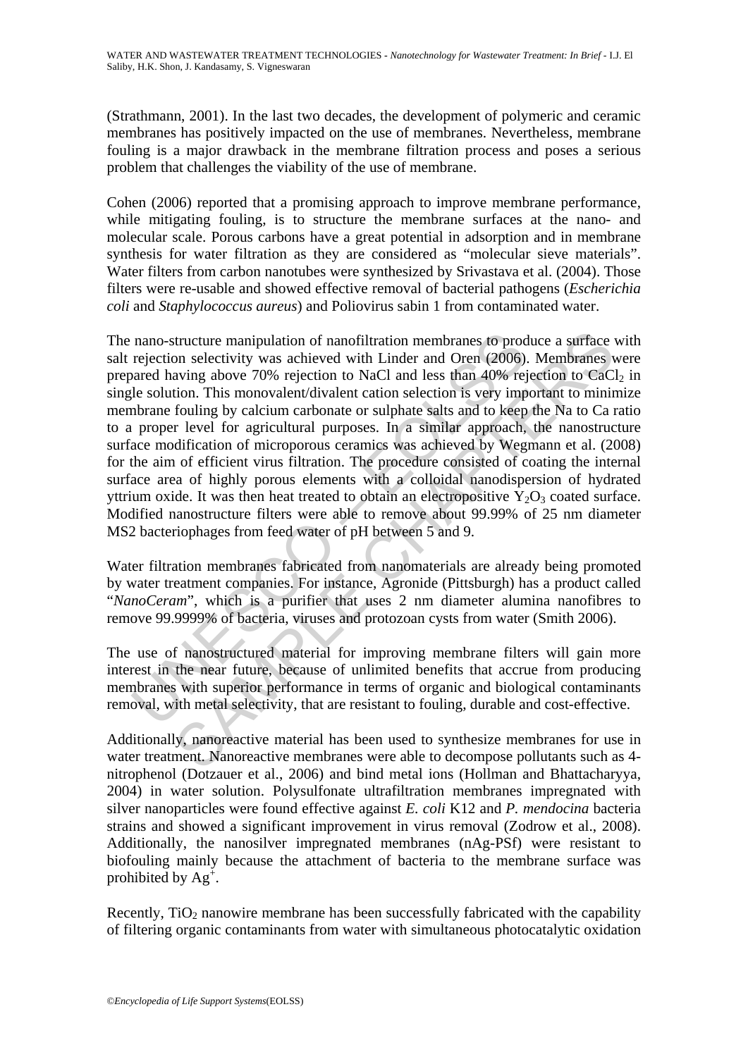(Strathmann, 2001). In the last two decades, the development of polymeric and ceramic membranes has positively impacted on the use of membranes. Nevertheless, membrane fouling is a major drawback in the membrane filtration process and poses a serious problem that challenges the viability of the use of membrane.

Cohen (2006) reported that a promising approach to improve membrane performance, while mitigating fouling, is to structure the membrane surfaces at the nano- and molecular scale. Porous carbons have a great potential in adsorption and in membrane synthesis for water filtration as they are considered as "molecular sieve materials". Water filters from carbon nanotubes were synthesized by Srivastava et al. (2004). Those filters were re-usable and showed effective removal of bacterial pathogens (*Escherichia coli* and *Staphylococcus aureus*) and Poliovirus sabin 1 from contaminated water.

The nano-structure manipulation of nanofiltration membranes to produce a surface with salt rejection selectivity was achieved with Linder and Oren (2006). Membranes were prepared having above 70% rejection to NaCl and less than 40% rejection to $CaCl_2$ in single solution. This monovalent/divalent cation selection is very important to minimize membrane fouling by calcium carbonate or sulphate salts and to keep the Na to Ca ratio to a proper level for agricultural purposes. In a similar approach, the nanostructure surface modification of microporous ceramics was achieved by Wegmann et al. (2008) for the aim of efficient virus filtration. The procedure consisted of coating the internal surface area of highly porous elements with a colloidal nanodispersion of hydrated yttrium oxide. It was then heat treated to obtain an electropositive $Y_2O_3$ coated surface. Modified nanostructure filters were able to remove about 99.99% of 25 nm diameter MS2 bacteriophages from feed water of pH between 5 and 9.

Water filtration membranes fabricated from nanomaterials are already being promoted by water treatment companies. For instance, Agronide (Pittsburgh) has a product called "*NanoCeram*", which is a purifier that uses 2 nm diameter alumina nanofibres to remove 99.9999% of bacteria, viruses and protozoan cysts from water (Smith 2006).

The use of nanostructured material for improving membrane filters will gain more interest in the near future, because of unlimited benefits that accrue from producing membranes with superior performance in terms of organic and biological contaminants removal, with metal selectivity, that are resistant to fouling, durable and cost-effective.

Additionally, nanoreactive material has been used to synthesize membranes for use in water treatment. Nanoreactive membranes were able to decompose pollutants such as 4-nitrophenol (Dotzauer et al., 2006) and bind metal ions (Hollman and Bhattacharyya, 2004) in water solution. Polysulfonate ultrafiltration membranes impregnated with silver nanoparticles were found effective against *E. coli* K12 and *P. mendocina* bacteria strains and showed a significant improvement in virus removal (Zodrow et al., 2008). Additionally, the nanosilver impregnated membranes (nAg-PSf) were resistant to biofouling mainly because the attachment of bacteria to the membrane surface was prohibited by $Ag^+$.

Recently, $TiO_2$ nanowire membrane has been successfully fabricated with the capability of filtering organic contaminants from water with simultaneous photocatalytic oxidation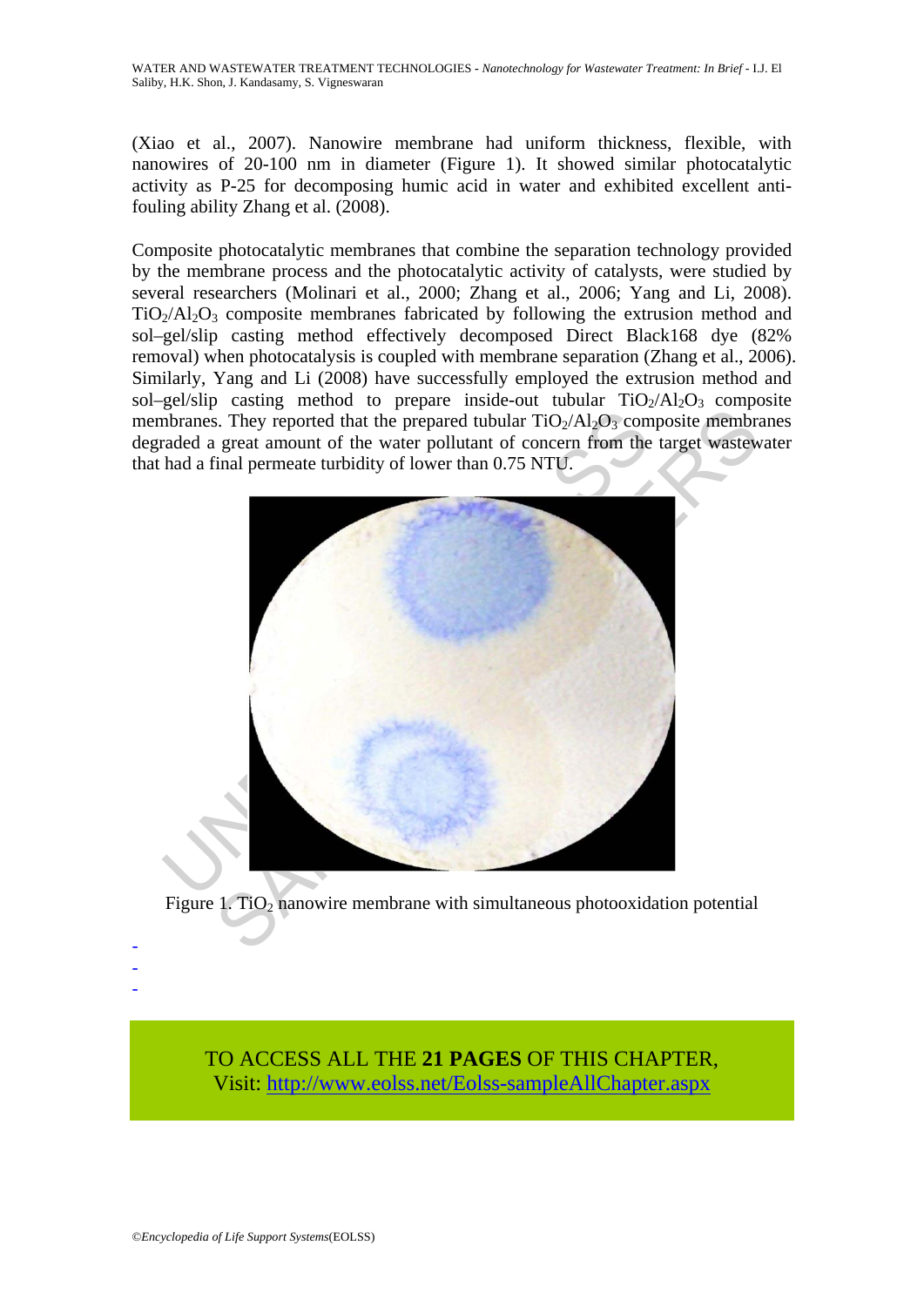(Xiao et al., 2007). Nanowire membrane had uniform thickness, flexible, with nanowires of 20-100 nm in diameter (Figure 1). It showed similar photocatalytic activity as P-25 for decomposing humic acid in water and exhibited excellent anti-fouling ability Zhang et al. (2008).

Composite photocatalytic membranes that combine the separation technology provided by the membrane process and the photocatalytic activity of catalysts, were studied by several researchers (Molinari et al., 2000; Zhang et al., 2006; Yang and Li, 2008). $TiO_2/Al_2O_3$ composite membranes fabricated by following the extrusion method and sol–gel/slip casting method effectively decomposed Direct Black168 dye (82% removal) when photocatalysis is coupled with membrane separation (Zhang et al., 2006). Similarly, Yang and Li (2008) have successfully employed the extrusion method and sol–gel/slip casting method to prepare inside-out tubular $TiO_2/Al_2O_3$ composite membranes. They reported that the prepared tubular $TiO_2/Al_2O_3$ composite membranes degraded a great amount of the water pollutant of concern from the target wastewater that had a final permeate turbidity of lower than 0.75 NTU.

Figure 1. $TiO_2$ nanowire membrane with simultaneous photooxidation potential

-
-
-

TO ACCESS ALL THE **21 PAGES** OF THIS CHAPTER,
Visit: http://www.eolss.net/Eolss-sampleAllChapter.aspx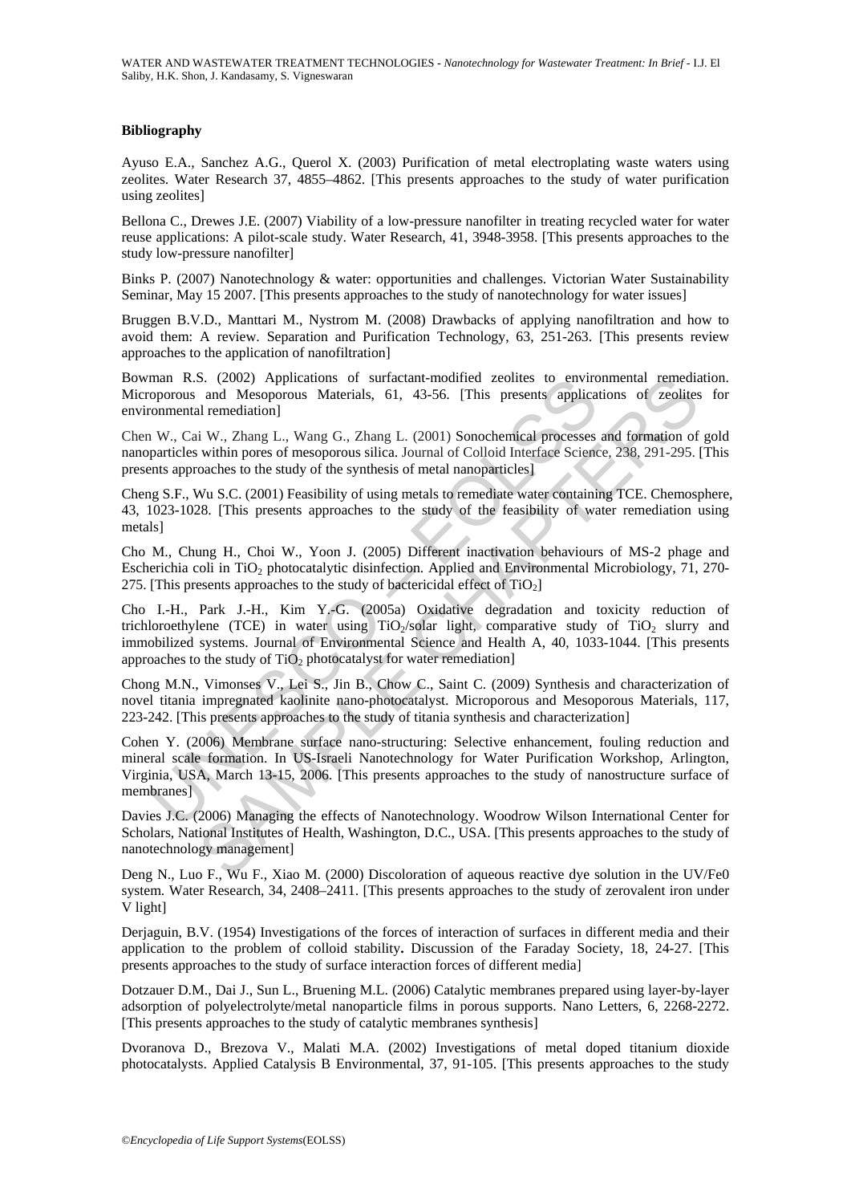### Bibliography

Ayuso E.A., Sanchez A.G., Querol X. (2003) Purification of metal electroplating waste waters using zeolites. Water Research 37, 4855–4862. [This presents approaches to the study of water purification using zeolites]

Bellona C., Drewes J.E. (2007) Viability of a low-pressure nanofilter in treating recycled water for water reuse applications: A pilot-scale study. Water Research, 41, 3948-3958. [This presents approaches to the study low-pressure nanofilter]

Binks P. (2007) Nanotechnology & water: opportunities and challenges. Victorian Water Sustainability Seminar, May 15 2007. [This presents approaches to the study of nanotechnology for water issues]

Bruggen B.V.D., Manttari M., Nystrom M. (2008) Drawbacks of applying nanofiltration and how to avoid them: A review. Separation and Purification Technology, 63, 251-263. [This presents review approaches to the application of nanofiltration]

Bowman R.S. (2002) Applications of surfactant-modified zeolites to environmental remediation. Microporous and Mesoporous Materials, 61, 43-56. [This presents applications of zeolites for environmental remediation]

Chen W., Cai W., Zhang L., Wang G., Zhang L. (2001) Sonochemical processes and formation of gold nanoparticles within pores of mesoporous silica. Journal of Colloid Interface Science, 238, 291-295. [This presents approaches to the study of the synthesis of metal nanoparticles]

Cheng S.F., Wu S.C. (2001) Feasibility of using metals to remediate water containing TCE. Chemosphere, 43, 1023-1028. [This presents approaches to the study of the feasibility of water remediation using metals]

Cho M., Chung H., Choi W., Yoon J. (2005) Different inactivation behaviours of MS-2 phage and Escherichia coli in $TiO_2$ photocatalytic disinfection. Applied and Environmental Microbiology, 71, 270-275. [This presents approaches to the study of bactericidal effect of $TiO_2$]

Cho I.-H., Park J.-H., Kim Y.-G. (2005a) Oxidative degradation and toxicity reduction of trichloroethylene (TCE) in water using $TiO_2$/solar light, comparative study of $TiO_2$ slurry and immobilized systems. Journal of Environmental Science and Health A, 40, 1033-1044. [This presents approaches to the study of $TiO_2$ photocatalyst for water remediation]

Chong M.N., Vimonses V., Lei S., Jin B., Chow C., Saint C. (2009) Synthesis and characterization of novel titania impregnated kaolinite nano-photocatalyst. Microporous and Mesoporous Materials, 117, 223-242. [This presents approaches to the study of titania synthesis and characterization]

Cohen Y. (2006) Membrane surface nano-structuring: Selective enhancement, fouling reduction and mineral scale formation. In US-Israeli Nanotechnology for Water Purification Workshop, Arlington, Virginia, USA, March 13-15, 2006. [This presents approaches to the study of nanostructure surface of membranes]

Davies J.C. (2006) Managing the effects of Nanotechnology. Woodrow Wilson International Center for Scholars, National Institutes of Health, Washington, D.C., USA. [This presents approaches to the study of nanotechnology management]

Deng N., Luo F., Wu F., Xiao M. (2000) Discoloration of aqueous reactive dye solution in the UV/Fe0 system. Water Research, 34, 2408–2411. [This presents approaches to the study of zerovalent iron under V light]

Derjaguin, B.V. (1954) Investigations of the forces of interaction of surfaces in different media and their application to the problem of colloid stability**.** Discussion of the Faraday Society, 18, 24-27. [This presents approaches to the study of surface interaction forces of different media]

Dotzauer D.M., Dai J., Sun L., Bruening M.L. (2006) Catalytic membranes prepared using layer-by-layer adsorption of polyelectrolyte/metal nanoparticle films in porous supports. Nano Letters, 6, 2268-2272. [This presents approaches to the study of catalytic membranes synthesis]

Dvoranova D., Brezova V., Malati M.A. (2002) Investigations of metal doped titanium dioxide photocatalysts. Applied Catalysis B Environmental, 37, 91-105. [This presents approaches to the study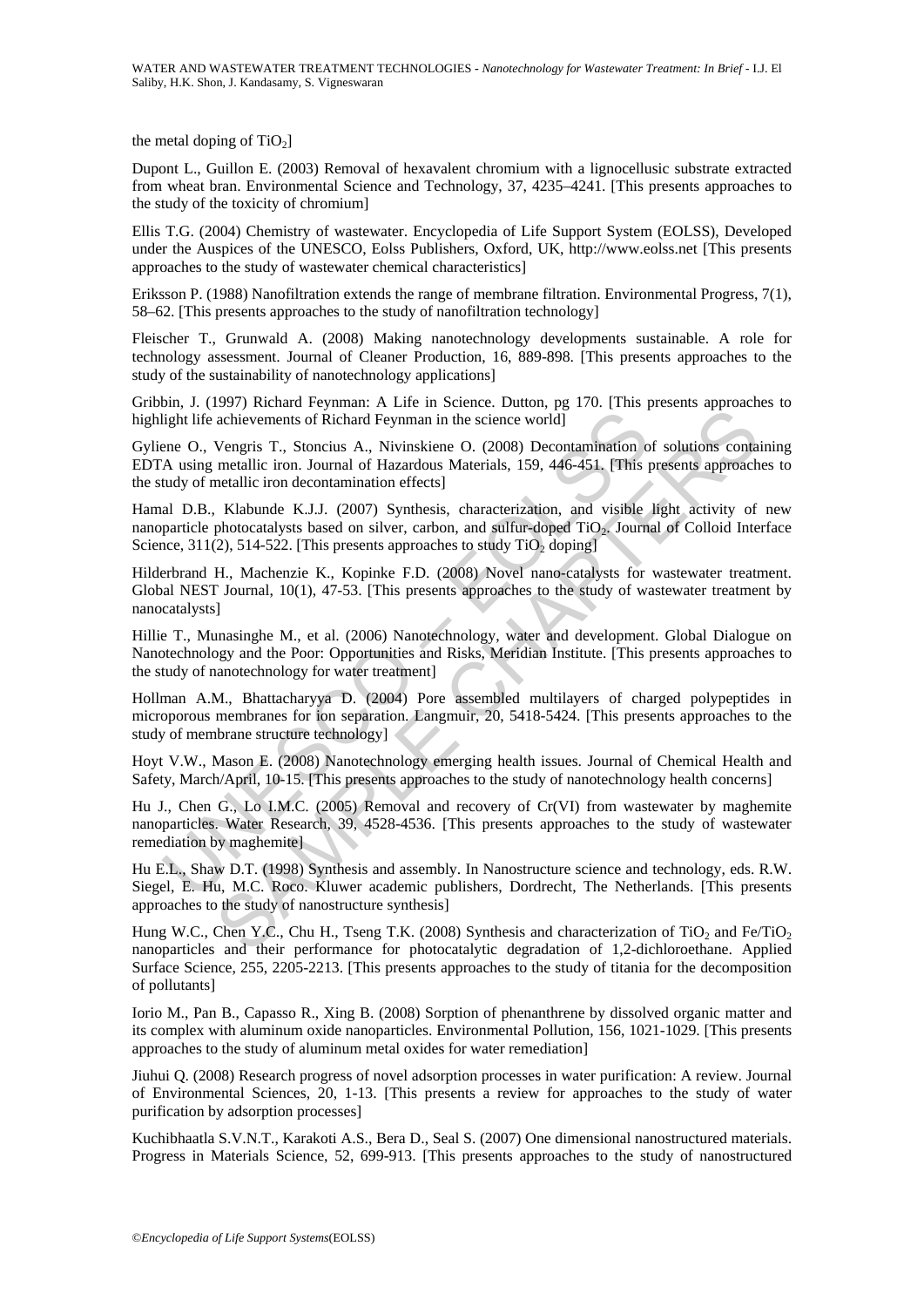the metal doping of $TiO_2$]

Dupont L., Guillon E. (2003) Removal of hexavalent chromium with a lignocellusic substrate extracted from wheat bran. Environmental Science and Technology, 37, 4235–4241. [This presents approaches to the study of the toxicity of chromium]

Ellis T.G. (2004) Chemistry of wastewater. Encyclopedia of Life Support System (EOLSS), Developed under the Auspices of the UNESCO, Eolss Publishers, Oxford, UK, http://www.eolss.net [This presents approaches to the study of wastewater chemical characteristics]

Eriksson P. (1988) Nanofiltration extends the range of membrane filtration. Environmental Progress, 7(1), 58–62. [This presents approaches to the study of nanofiltration technology]

Fleischer T., Grunwald A. (2008) Making nanotechnology developments sustainable. A role for technology assessment. Journal of Cleaner Production, 16, 889-898. [This presents approaches to the study of the sustainability of nanotechnology applications]

Gribbin, J. (1997) Richard Feynman: A Life in Science. Dutton, pg 170. [This presents approaches to highlight life achievements of Richard Feynman in the science world]

Gyliene O., Vengris T., Stoncius A., Nivinskiene O. (2008) Decontamination of solutions containing EDTA using metallic iron. Journal of Hazardous Materials, 159, 446-451. [This presents approaches to the study of metallic iron decontamination effects]

Hamal D.B., Klabunde K.J.J. (2007) Synthesis, characterization, and visible light activity of new nanoparticle photocatalysts based on silver, carbon, and sulfur-doped $TiO_2$. Journal of Colloid Interface Science, 311(2), 514-522. [This presents approaches to study $TiO_2$ doping]

Hilderbrand H., Machenzie K., Kopinke F.D. (2008) Novel nano-catalysts for wastewater treatment. Global NEST Journal, 10(1), 47-53. [This presents approaches to the study of wastewater treatment by nanocatalysts]

Hillie T., Munasinghe M., et al. (2006) Nanotechnology, water and development. Global Dialogue on Nanotechnology and the Poor: Opportunities and Risks, Meridian Institute. [This presents approaches to the study of nanotechnology for water treatment]

Hollman A.M., Bhattacharyya D. (2004) Pore assembled multilayers of charged polypeptides in microporous membranes for ion separation. Langmuir, 20, 5418-5424. [This presents approaches to the study of membrane structure technology]

Hoyt V.W., Mason E. (2008) Nanotechnology emerging health issues. Journal of Chemical Health and Safety, March/April, 10-15. [This presents approaches to the study of nanotechnology health concerns]

Hu J., Chen G., Lo I.M.C. (2005) Removal and recovery of Cr(VI) from wastewater by maghemite nanoparticles. Water Research, 39, 4528-4536. [This presents approaches to the study of wastewater remediation by maghemite]

Hu E.L., Shaw D.T. (1998) Synthesis and assembly. In Nanostructure science and technology, eds. R.W. Siegel, E. Hu, M.C. Roco. Kluwer academic publishers, Dordrecht, The Netherlands. [This presents approaches to the study of nanostructure synthesis]

Hung W.C., Chen Y.C., Chu H., Tseng T.K. (2008) Synthesis and characterization of $TiO_2$ and $Fe/TiO_2$ nanoparticles and their performance for photocatalytic degradation of 1,2-dichloroethane. Applied Surface Science, 255, 2205-2213. [This presents approaches to the study of titania for the decomposition of pollutants]

Iorio M., Pan B., Capasso R., Xing B. (2008) Sorption of phenanthrene by dissolved organic matter and its complex with aluminum oxide nanoparticles. Environmental Pollution, 156, 1021-1029. [This presents approaches to the study of aluminum metal oxides for water remediation]

Jiuhui Q. (2008) Research progress of novel adsorption processes in water purification: A review. Journal of Environmental Sciences, 20, 1-13. [This presents a review for approaches to the study of water purification by adsorption processes]

Kuchibhaatla S.V.N.T., Karakoti A.S., Bera D., Seal S. (2007) One dimensional nanostructured materials. Progress in Materials Science, 52, 699-913. [This presents approaches to the study of nanostructured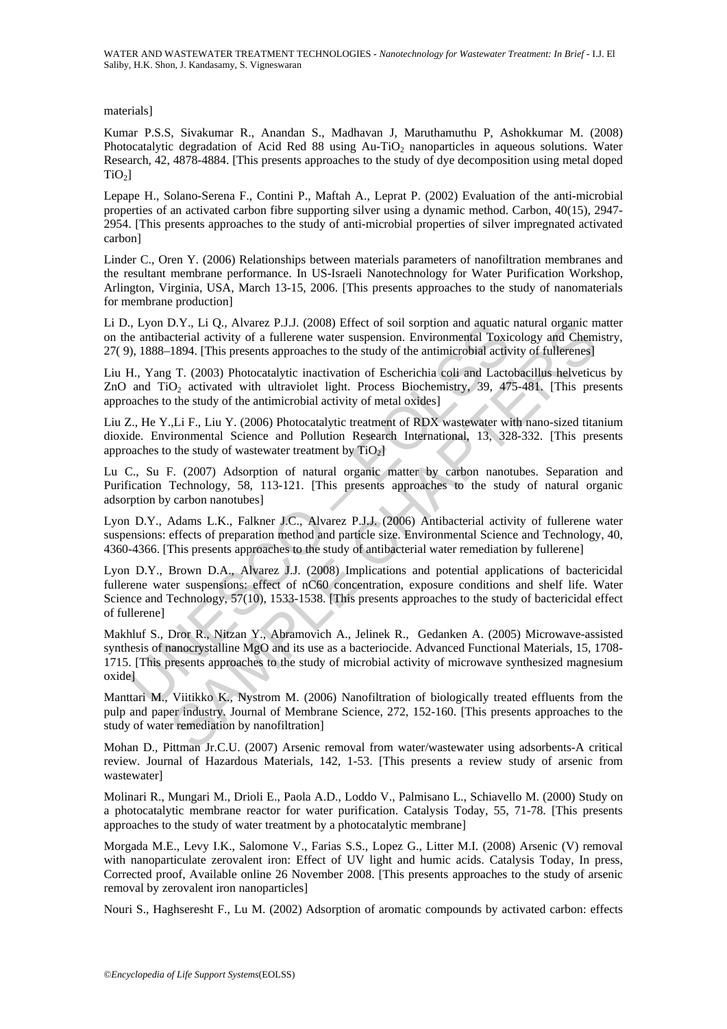materials]

Kumar P.S.S, Sivakumar R., Anandan S., Madhavan J, Maruthamuthu P, Ashokkumar M. (2008) Photocatalytic degradation of Acid Red 88 using Au-$TiO_2$ nanoparticles in aqueous solutions. Water Research, 42, 4878-4884. [This presents approaches to the study of dye decomposition using metal doped $TiO_2$]

Lepape H., Solano-Serena F., Contini P., Maftah A., Leprat P. (2002) Evaluation of the anti-microbial properties of an activated carbon fibre supporting silver using a dynamic method. Carbon, 40(15), 2947-2954. [This presents approaches to the study of anti-microbial properties of silver impregnated activated carbon]

Linder C., Oren Y. (2006) Relationships between materials parameters of nanofiltration membranes and the resultant membrane performance. In US-Israeli Nanotechnology for Water Purification Workshop, Arlington, Virginia, USA, March 13-15, 2006. [This presents approaches to the study of nanomaterials for membrane production]

Li D., Lyon D.Y., Li Q., Alvarez P.J.J. (2008) Effect of soil sorption and aquatic natural organic matter on the antibacterial activity of a fullerene water suspension. Environmental Toxicology and Chemistry, 27( 9), 1888–1894. [This presents approaches to the study of the antimicrobial activity of fullerenes]

Liu H., Yang T. (2003) Photocatalytic inactivation of Escherichia coli and Lactobacillus helveticus by ZnO and $TiO_2$ activated with ultraviolet light. Process Biochemistry, 39, 475-481. [This presents approaches to the study of the antimicrobial activity of metal oxides]

Liu Z., He Y.,Li F., Liu Y. (2006) Photocatalytic treatment of RDX wastewater with nano-sized titanium dioxide. Environmental Science and Pollution Research International, 13, 328-332. [This presents approaches to the study of wastewater treatment by $TiO_2$]

Lu C., Su F. (2007) Adsorption of natural organic matter by carbon nanotubes. Separation and Purification Technology, 58, 113-121. [This presents approaches to the study of natural organic adsorption by carbon nanotubes]

Lyon D.Y., Adams L.K., Falkner J.C., Alvarez P.J.J. (2006) Antibacterial activity of fullerene water suspensions: effects of preparation method and particle size. Environmental Science and Technology, 40, 4360-4366. [This presents approaches to the study of antibacterial water remediation by fullerene]

Lyon D.Y., Brown D.A., Alvarez J.J. (2008) Implications and potential applications of bactericidal fullerene water suspensions: effect of nC60 concentration, exposure conditions and shelf life. Water Science and Technology, 57(10), 1533-1538. [This presents approaches to the study of bactericidal effect of fullerene]

Makhluf S., Dror R., Nitzan Y., Abramovich A., Jelinek R., Gedanken A. (2005) Microwave-assisted synthesis of nanocrystalline MgO and its use as a bacteriocide. Advanced Functional Materials, 15, 1708-1715. [This presents approaches to the study of microbial activity of microwave synthesized magnesium oxide]

Manttari M., Viitikko K., Nystrom M. (2006) Nanofiltration of biologically treated effluents from the pulp and paper industry. Journal of Membrane Science, 272, 152-160. [This presents approaches to the study of water remediation by nanofiltration]

Mohan D., Pittman Jr.C.U. (2007) Arsenic removal from water/wastewater using adsorbents-A critical review. Journal of Hazardous Materials, 142, 1-53. [This presents a review study of arsenic from wastewater]

Molinari R., Mungari M., Drioli E., Paola A.D., Loddo V., Palmisano L., Schiavello M. (2000) Study on a photocatalytic membrane reactor for water purification. Catalysis Today, 55, 71-78. [This presents approaches to the study of water treatment by a photocatalytic membrane]

Morgada M.E., Levy I.K., Salomone V., Farias S.S., Lopez G., Litter M.I. (2008) Arsenic (V) removal with nanoparticulate zerovalent iron: Effect of UV light and humic acids. Catalysis Today, In press, Corrected proof, Available online 26 November 2008. [This presents approaches to the study of arsenic removal by zerovalent iron nanoparticles]

Nouri S., Haghseresht F., Lu M. (2002) Adsorption of aromatic compounds by activated carbon: effects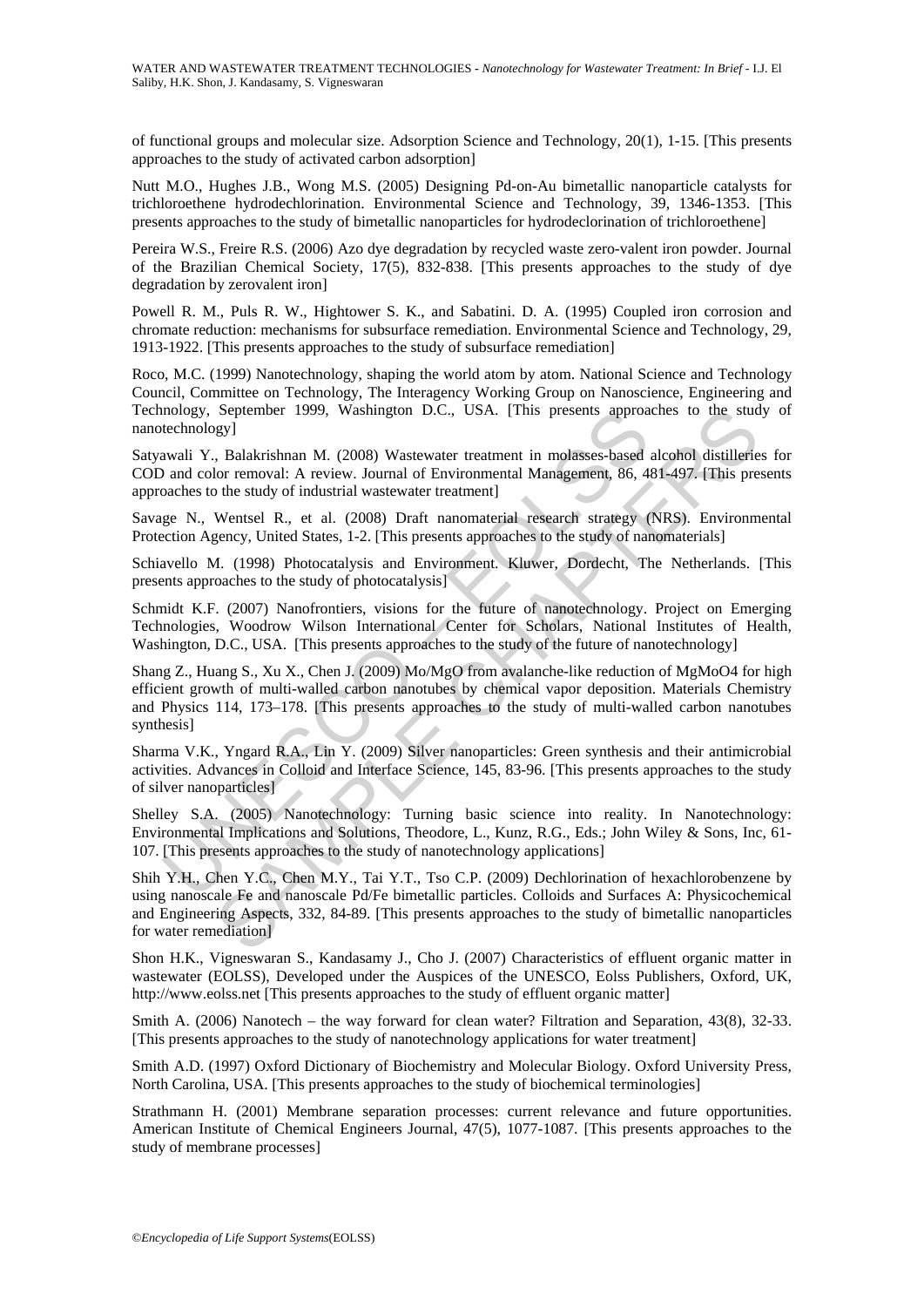of functional groups and molecular size. Adsorption Science and Technology, 20(1), 1-15. [This presents approaches to the study of activated carbon adsorption]

Nutt M.O., Hughes J.B., Wong M.S. (2005) Designing Pd-on-Au bimetallic nanoparticle catalysts for trichloroethene hydrodechlorination. Environmental Science and Technology, 39, 1346-1353. [This presents approaches to the study of bimetallic nanoparticles for hydrodeclorination of trichloroethene]

Pereira W.S., Freire R.S. (2006) Azo dye degradation by recycled waste zero-valent iron powder. Journal of the Brazilian Chemical Society, 17(5), 832-838. [This presents approaches to the study of dye degradation by zerovalent iron]

Powell R. M., Puls R. W., Hightower S. K., and Sabatini. D. A. (1995) Coupled iron corrosion and chromate reduction: mechanisms for subsurface remediation. Environmental Science and Technology, 29, 1913-1922. [This presents approaches to the study of subsurface remediation]

Roco, M.C. (1999) Nanotechnology, shaping the world atom by atom. National Science and Technology Council, Committee on Technology, The Interagency Working Group on Nanoscience, Engineering and Technology, September 1999, Washington D.C., USA. [This presents approaches to the study of nanotechnology]

Satyawali Y., Balakrishnan M. (2008) Wastewater treatment in molasses-based alcohol distilleries for COD and color removal: A review. Journal of Environmental Management, 86, 481-497. [This presents approaches to the study of industrial wastewater treatment]

Savage N., Wentsel R., et al. (2008) Draft nanomaterial research strategy (NRS). Environmental Protection Agency, United States, 1-2. [This presents approaches to the study of nanomaterials]

Schiavello M. (1998) Photocatalysis and Environment. Kluwer, Dordecht, The Netherlands. [This presents approaches to the study of photocatalysis]

Schmidt K.F. (2007) Nanofrontiers, visions for the future of nanotechnology. Project on Emerging Technologies, Woodrow Wilson International Center for Scholars, National Institutes of Health, Washington, D.C., USA. [This presents approaches to the study of the future of nanotechnology]

Shang Z., Huang S., Xu X., Chen J. (2009) Mo/MgO from avalanche-like reduction of MgMoO4 for high efficient growth of multi-walled carbon nanotubes by chemical vapor deposition. Materials Chemistry and Physics 114, 173–178. [This presents approaches to the study of multi-walled carbon nanotubes synthesis]

Sharma V.K., Yngard R.A., Lin Y. (2009) Silver nanoparticles: Green synthesis and their antimicrobial activities. Advances in Colloid and Interface Science, 145, 83-96. [This presents approaches to the study of silver nanoparticles]

Shelley S.A. (2005) Nanotechnology: Turning basic science into reality. In Nanotechnology: Environmental Implications and Solutions, Theodore, L., Kunz, R.G., Eds.; John Wiley & Sons, Inc, 61-107. [This presents approaches to the study of nanotechnology applications]

Shih Y.H., Chen Y.C., Chen M.Y., Tai Y.T., Tso C.P. (2009) Dechlorination of hexachlorobenzene by using nanoscale Fe and nanoscale Pd/Fe bimetallic particles. Colloids and Surfaces A: Physicochemical and Engineering Aspects, 332, 84-89. [This presents approaches to the study of bimetallic nanoparticles for water remediation]

Shon H.K., Vigneswaran S., Kandasamy J., Cho J. (2007) Characteristics of effluent organic matter in wastewater (EOLSS), Developed under the Auspices of the UNESCO, Eolss Publishers, Oxford, UK, http://www.eolss.net [This presents approaches to the study of effluent organic matter]

Smith A. (2006) Nanotech – the way forward for clean water? Filtration and Separation, 43(8), 32-33. [This presents approaches to the study of nanotechnology applications for water treatment]

Smith A.D. (1997) Oxford Dictionary of Biochemistry and Molecular Biology. Oxford University Press, North Carolina, USA. [This presents approaches to the study of biochemical terminologies]

Strathmann H. (2001) Membrane separation processes: current relevance and future opportunities. American Institute of Chemical Engineers Journal, 47(5), 1077-1087. [This presents approaches to the study of membrane processes]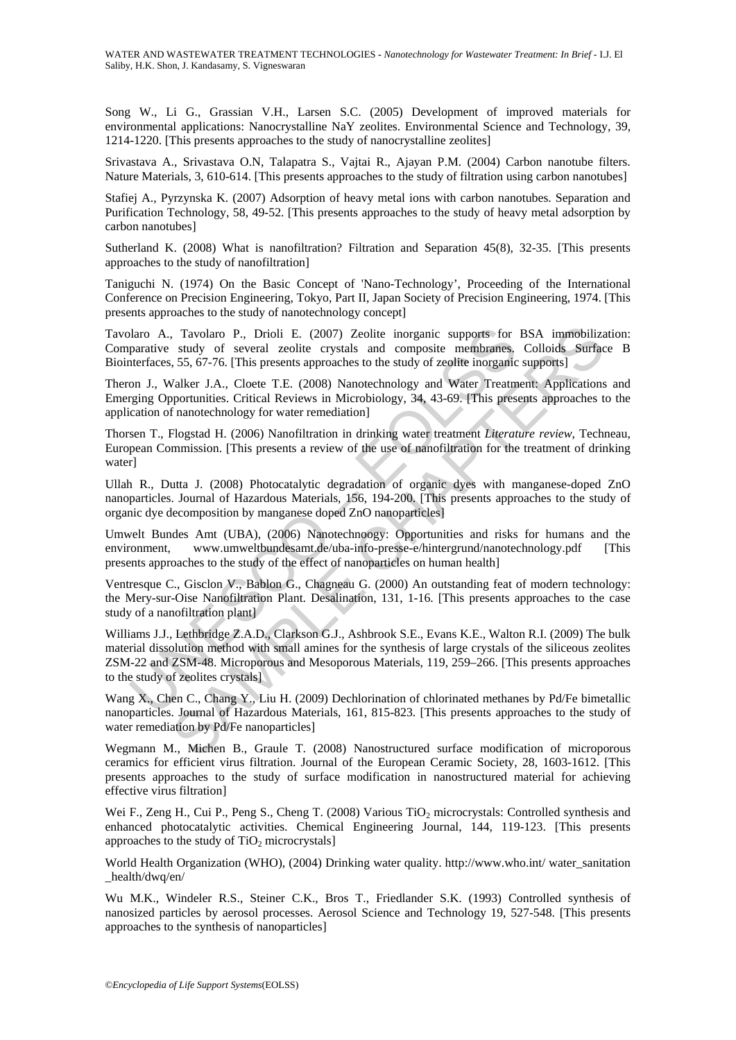Song W., Li G., Grassian V.H., Larsen S.C. (2005) Development of improved materials for environmental applications: Nanocrystalline NaY zeolites. Environmental Science and Technology, 39, 1214-1220. [This presents approaches to the study of nanocrystalline zeolites]

Srivastava A., Srivastava O.N, Talapatra S., Vajtai R., Ajayan P.M. (2004) Carbon nanotube filters. Nature Materials, 3, 610-614. [This presents approaches to the study of filtration using carbon nanotubes]

Stafiej A., Pyrzynska K. (2007) Adsorption of heavy metal ions with carbon nanotubes. Separation and Purification Technology, 58, 49-52. [This presents approaches to the study of heavy metal adsorption by carbon nanotubes]

Sutherland K. (2008) What is nanofiltration? Filtration and Separation 45(8), 32-35. [This presents approaches to the study of nanofiltration]

Taniguchi N. (1974) On the Basic Concept of 'Nano-Technology', Proceeding of the International Conference on Precision Engineering, Tokyo, Part II, Japan Society of Precision Engineering, 1974. [This presents approaches to the study of nanotechnology concept]

Tavolaro A., Tavolaro P., Drioli E. (2007) Zeolite inorganic supports for BSA immobilization: Comparative study of several zeolite crystals and composite membranes. Colloids Surface B Biointerfaces, 55, 67-76. [This presents approaches to the study of zeolite inorganic supports]

Theron J., Walker J.A., Cloete T.E. (2008) Nanotechnology and Water Treatment: Applications and Emerging Opportunities. Critical Reviews in Microbiology, 34, 43-69. [This presents approaches to the application of nanotechnology for water remediation]

Thorsen T., Flogstad H. (2006) Nanofiltration in drinking water treatment *Literature review*, Techneau, European Commission. [This presents a review of the use of nanofiltration for the treatment of drinking water]

Ullah R., Dutta J. (2008) Photocatalytic degradation of organic dyes with manganese-doped ZnO nanoparticles. Journal of Hazardous Materials, 156, 194-200. [This presents approaches to the study of organic dye decomposition by manganese doped ZnO nanoparticles]

Umwelt Bundes Amt (UBA), (2006) Nanotechnoogy: Opportunities and risks for humans and the environment, www.umweltbundesamt.de/uba-info-presse-e/hintergrund/nanotechnology.pdf [This presents approaches to the study of the effect of nanoparticles on human health]

Ventresque C., Gisclon V., Bablon G., Chagneau G. (2000) An outstanding feat of modern technology: the Mery-sur-Oise Nanofiltration Plant. Desalination, 131, 1-16. [This presents approaches to the case study of a nanofiltration plant]

Williams J.J., Lethbridge Z.A.D., Clarkson G.J., Ashbrook S.E., Evans K.E., Walton R.I. (2009) The bulk material dissolution method with small amines for the synthesis of large crystals of the siliceous zeolites ZSM-22 and ZSM-48. Microporous and Mesoporous Materials, 119, 259–266. [This presents approaches to the study of zeolites crystals]

Wang X., Chen C., Chang Y., Liu H. (2009) Dechlorination of chlorinated methanes by Pd/Fe bimetallic nanoparticles. Journal of Hazardous Materials, 161, 815-823. [This presents approaches to the study of water remediation by Pd/Fe nanoparticles]

Wegmann M., Michen B., Graule T. (2008) Nanostructured surface modification of microporous ceramics for efficient virus filtration. Journal of the European Ceramic Society, 28, 1603-1612. [This presents approaches to the study of surface modification in nanostructured material for achieving effective virus filtration]

Wei F., Zeng H., Cui P., Peng S., Cheng T. (2008) Various $TiO_2$ microcrystals: Controlled synthesis and enhanced photocatalytic activities. Chemical Engineering Journal, 144, 119-123. [This presents approaches to the study of $TiO_2$ microcrystals]

World Health Organization (WHO), (2004) Drinking water quality. http://www.who.int/ water_sanitation _health/dwq/en/

Wu M.K., Windeler R.S., Steiner C.K., Bros T., Friedlander S.K. (1993) Controlled synthesis of nanosized particles by aerosol processes. Aerosol Science and Technology 19, 527-548. [This presents approaches to the synthesis of nanoparticles]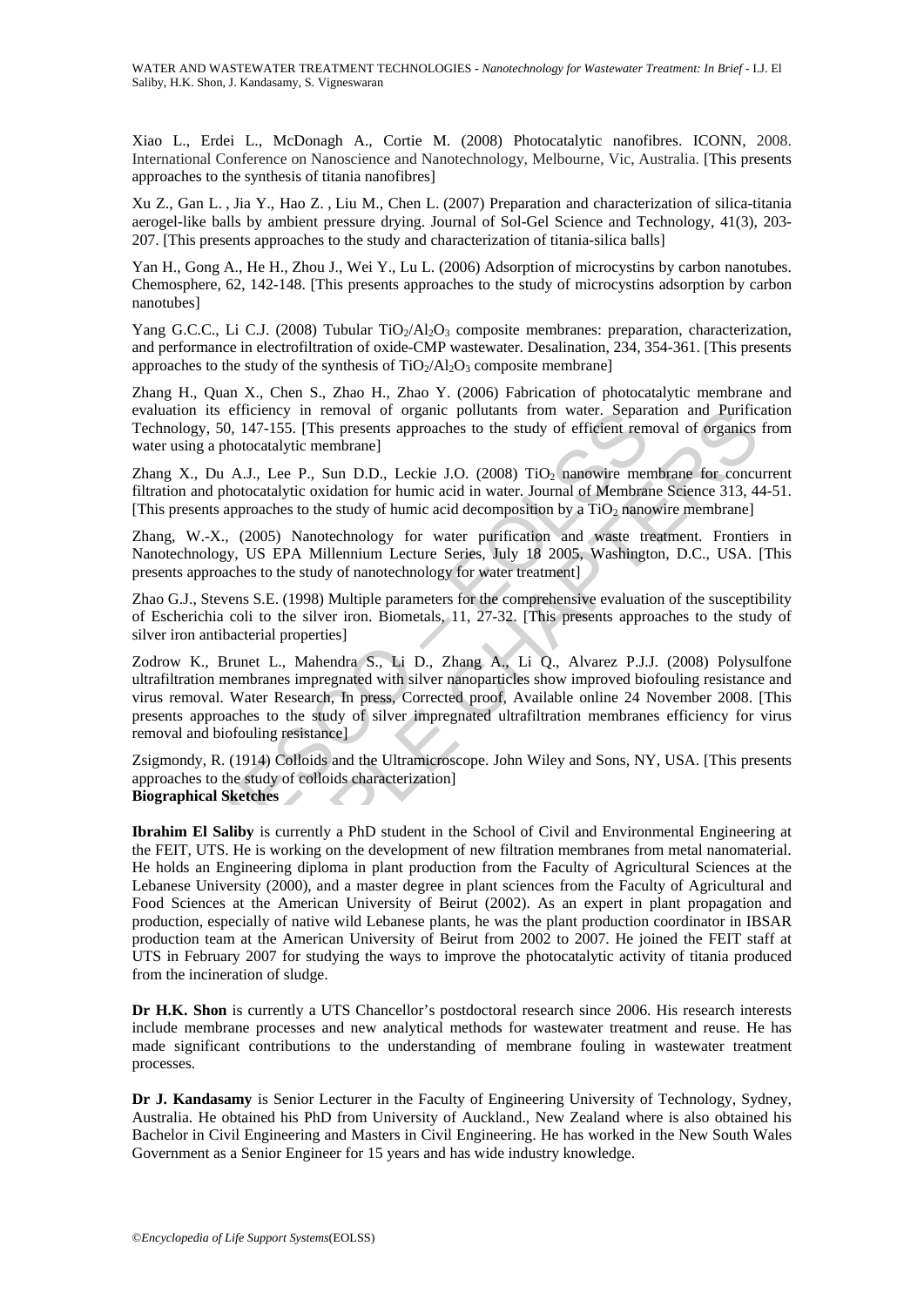Xiao L., Erdei L., McDonagh A., Cortie M. (2008) Photocatalytic nanofibres. ICONN, 2008. International Conference on Nanoscience and Nanotechnology, Melbourne, Vic, Australia. [This presents approaches to the synthesis of titania nanofibres]

Xu Z., Gan L. , Jia Y., Hao Z. , Liu M., Chen L. (2007) Preparation and characterization of silica-titania aerogel-like balls by ambient pressure drying. Journal of Sol-Gel Science and Technology, 41(3), 203-207. [This presents approaches to the study and characterization of titania-silica balls]

Yan H., Gong A., He H., Zhou J., Wei Y., Lu L. (2006) Adsorption of microcystins by carbon nanotubes. Chemosphere, 62, 142-148. [This presents approaches to the study of microcystins adsorption by carbon nanotubes]

Yang G.C.C., Li C.J. (2008) Tubular $TiO_2/Al_2O_3$ composite membranes: preparation, characterization, and performance in electrofiltration of oxide-CMP wastewater. Desalination, 234, 354-361. [This presents approaches to the study of the synthesis of $TiO_2/Al_2O_3$ composite membrane]

Zhang H., Quan X., Chen S., Zhao H., Zhao Y. (2006) Fabrication of photocatalytic membrane and evaluation its efficiency in removal of organic pollutants from water. Separation and Purification Technology, 50, 147-155. [This presents approaches to the study of efficient removal of organics from water using a photocatalytic membrane]

Zhang X., Du A.J., Lee P., Sun D.D., Leckie J.O. (2008) $TiO_2$ nanowire membrane for concurrent filtration and photocatalytic oxidation for humic acid in water. Journal of Membrane Science 313, 44-51. [This presents approaches to the study of humic acid decomposition by a $TiO_2$ nanowire membrane]

Zhang, W.-X., (2005) Nanotechnology for water purification and waste treatment. Frontiers in Nanotechnology, US EPA Millennium Lecture Series, July 18 2005, Washington, D.C., USA. [This presents approaches to the study of nanotechnology for water treatment]

Zhao G.J., Stevens S.E. (1998) Multiple parameters for the comprehensive evaluation of the susceptibility of Escherichia coli to the silver iron. Biometals, 11, 27-32. [This presents approaches to the study of silver iron antibacterial properties]

Zodrow K., Brunet L., Mahendra S., Li D., Zhang A., Li Q., Alvarez P.J.J. (2008) Polysulfone ultrafiltration membranes impregnated with silver nanoparticles show improved biofouling resistance and virus removal. Water Research, In press, Corrected proof, Available online 24 November 2008. [This presents approaches to the study of silver impregnated ultrafiltration membranes efficiency for virus removal and biofouling resistance]

Zsigmondy, R. (1914) Colloids and the Ultramicroscope. John Wiley and Sons, NY, USA. [This presents approaches to the study of colloids characterization]

**Biographical Sketches**

**Ibrahim El Saliby** is currently a PhD student in the School of Civil and Environmental Engineering at the FEIT, UTS. He is working on the development of new filtration membranes from metal nanomaterial. He holds an Engineering diploma in plant production from the Faculty of Agricultural Sciences at the Lebanese University (2000), and a master degree in plant sciences from the Faculty of Agricultural and Food Sciences at the American University of Beirut (2002). As an expert in plant propagation and production, especially of native wild Lebanese plants, he was the plant production coordinator in IBSAR production team at the American University of Beirut from 2002 to 2007. He joined the FEIT staff at UTS in February 2007 for studying the ways to improve the photocatalytic activity of titania produced from the incineration of sludge.

**Dr H.K. Shon** is currently a UTS Chancellor's postdoctoral research since 2006. His research interests include membrane processes and new analytical methods for wastewater treatment and reuse. He has made significant contributions to the understanding of membrane fouling in wastewater treatment processes.

**Dr J. Kandasamy** is Senior Lecturer in the Faculty of Engineering University of Technology, Sydney, Australia. He obtained his PhD from University of Auckland., New Zealand where is also obtained his Bachelor in Civil Engineering and Masters in Civil Engineering. He has worked in the New South Wales Government as a Senior Engineer for 15 years and has wide industry knowledge.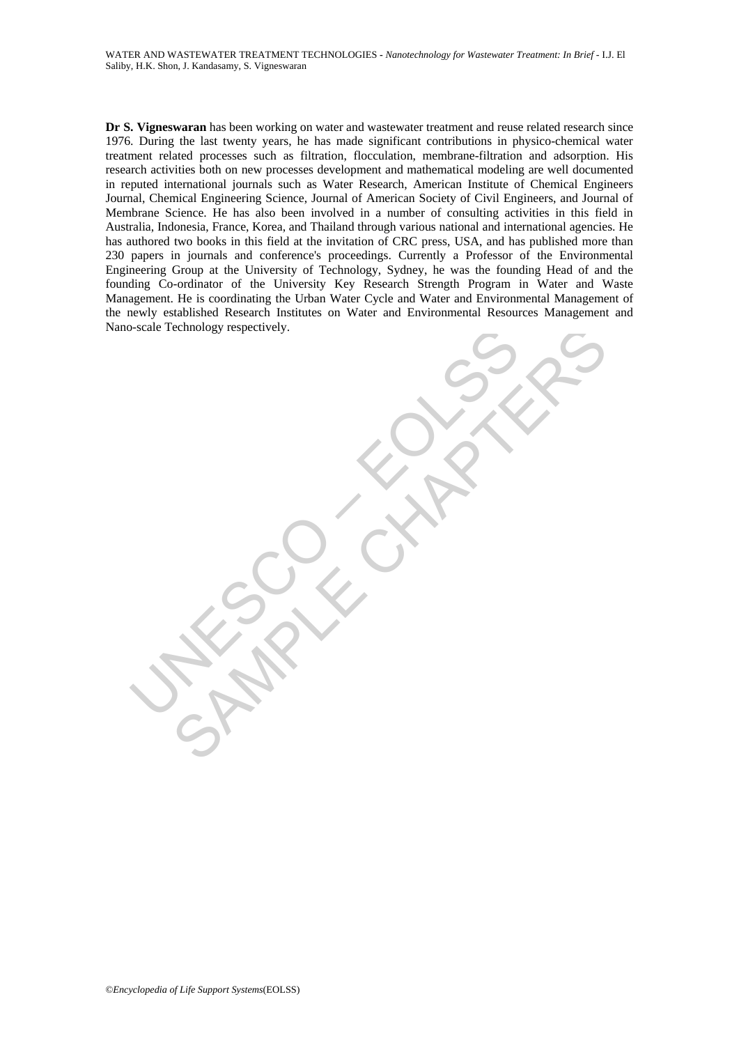**Dr S. Vigneswaran** has been working on water and wastewater treatment and reuse related research since 1976. During the last twenty years, he has made significant contributions in physico-chemical water treatment related processes such as filtration, flocculation, membrane-filtration and adsorption. His research activities both on new processes development and mathematical modeling are well documented in reputed international journals such as Water Research, American Institute of Chemical Engineers Journal, Chemical Engineering Science, Journal of American Society of Civil Engineers, and Journal of Membrane Science. He has also been involved in a number of consulting activities in this field in Australia, Indonesia, France, Korea, and Thailand through various national and international agencies. He has authored two books in this field at the invitation of CRC press, USA, and has published more than 230 papers in journals and conference's proceedings. Currently a Professor of the Environmental Engineering Group at the University of Technology, Sydney, he was the founding Head of and the founding Co-ordinator of the University Key Research Strength Program in Water and Waste Management. He is coordinating the Urban Water Cycle and Water and Environmental Management of the newly established Research Institutes on Water and Environmental Resources Management and Nano-scale Technology respectively.